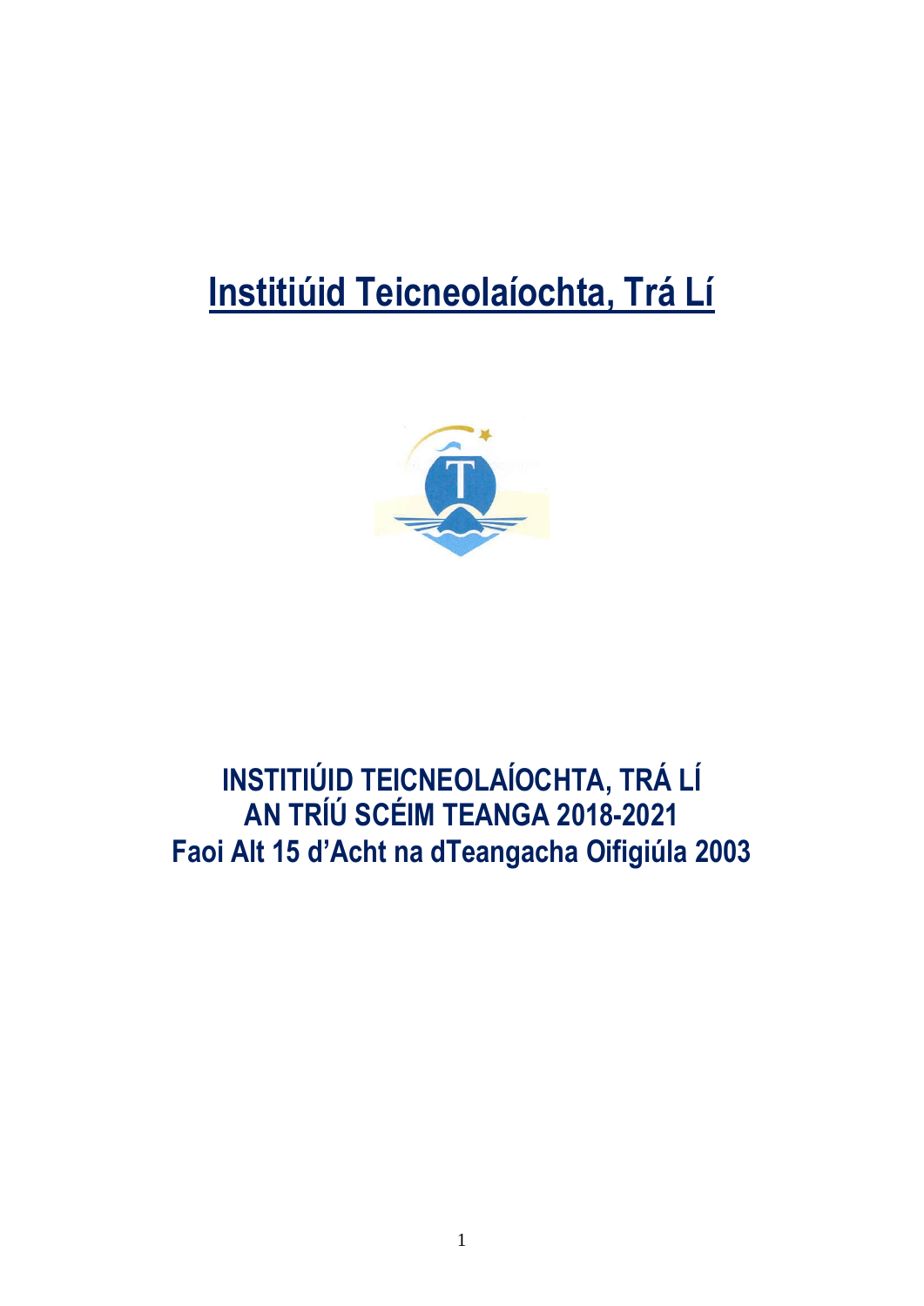# Institiúid Teicneolaíochta, Trá Lí

## INSTITIÚID TEICNEOLAÍOCHTA, TRÁ LÍ
## AN TRÍÚ SCÉIM TEANGA 2018-2021
## Faoi Alt 15 d'Acht na dTeangacha Oifigiúla 2003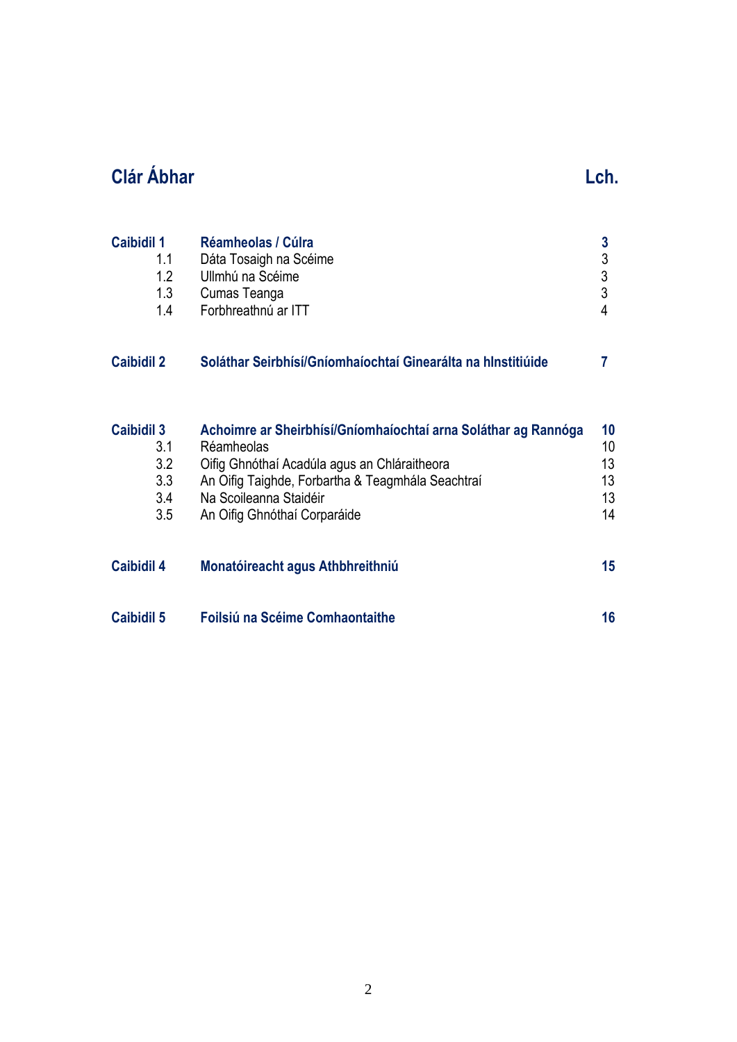## Clár Ábhar

| | | Lch. |
|---|---|---|
| **Caibidil 1** | **Réamheolas / Cúlra** | **3** |
| 1.1 | Dáta Tosaigh na Scéime | 3 |
| 1.2 | Ullmhú na Scéime | 3 |
| 1.3 | Cumas Teanga | 3 |
| 1.4 | Forbhreathnú ar ITT | 4 |
| **Caibidil 2** | **Soláthar Seirbhísí/Gníomhaíochtaí Ginearálta na hInstitiúide** | **7** |
| **Caibidil 3** | **Achoimre ar Sheirbhísí/Gníomhaíochtaí arna Soláthar ag Rannóga** | **10** |
| 3.1 | Réamheolas | 10 |
| 3.2 | Oifig Ghnóthaí Acadúla agus an Chláraitheora | 13 |
| 3.3 | An Oifig Taighde, Forbartha & Teagmhála Seachtraí | 13 |
| 3.4 | Na Scoileanna Staidéir | 13 |
| 3.5 | An Oifig Ghnóthaí Corparáide | 14 |
| **Caibidil 4** | **Monatóireacht agus Athbhreithniú** | **15** |
| **Caibidil 5** | **Foilsiú na Scéime Comhaontaithe** | **16** |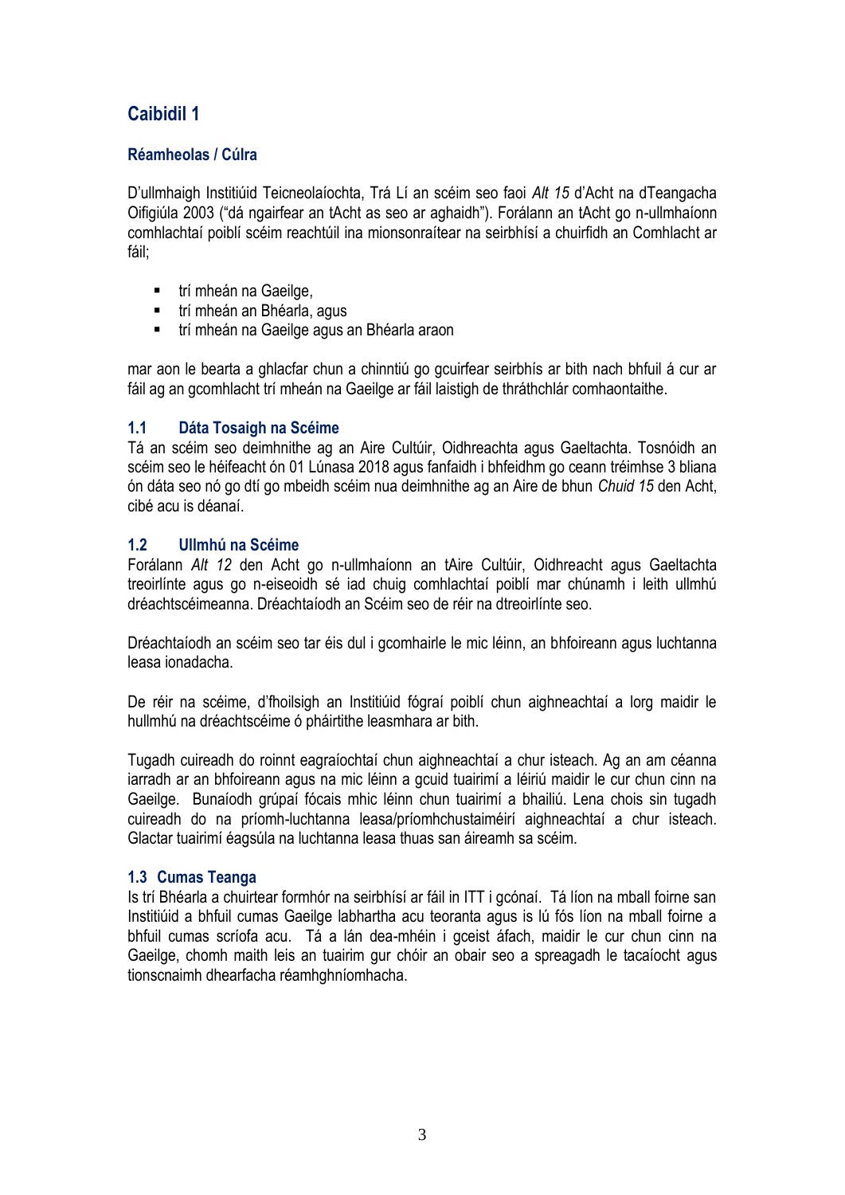# Caibidil 1

### Réamheolas / Cúlra

D'ullmhaigh Institiúid Teicneolaíochta, Trá Lí an scéim seo faoi *Alt 15* d'Acht na dTeangacha Oifigiúla 2003 ("dá ngairfear an tAcht as seo ar aghaidh"). Forálann an tAcht go n-ullmhaíonn comhlachtaí poiblí scéim reachtúil ina mionsonraítear na seirbhísí a chuirfidh an Comhlacht ar fáil;

- trí mheán na Gaeilge,
- trí mheán an Bhéarla, agus
- trí mheán na Gaeilge agus an Bhéarla araon

mar aon le bearta a ghlacfar chun a chinntiú go gcuirfear seirbhís ar bith nach bhfuil á cur ar fáil ag an gcomhlacht trí mheán na Gaeilge ar fáil laistigh de thráthchlár comhaontaithe.

### 1.1 Dáta Tosaigh na Scéime

Tá an scéim seo deimhnithe ag an Aire Cultúir, Oidhreachta agus Gaeltachta. Tosnóidh an scéim seo le héifeacht ón 01 Lúnasa 2018 agus fanfaidh i bhfeidhm go ceann tréimhse 3 bliana ón dáta seo nó go dtí go mbeidh scéim nua deimhnithe ag an Aire de bhun *Chuid 15* den Acht, cibé acu is déanaí.

### 1.2 Ullmhú na Scéime

Forálann *Alt 12* den Acht go n-ullmhaíonn an tAire Cultúir, Oidhreacht agus Gaeltachta treoirlínte agus go n-eiseoidh sé iad chuig comhlachtaí poiblí mar chúnamh i leith ullmhú dréachtscéimeanna. Dréachtaíodh an Scéim seo de réir na dtreoirlínte seo.

Dréachtaíodh an scéim seo tar éis dul i gcomhairle le mic léinn, an bhfoireann agus luchtanna leasa ionadacha.

De réir na scéime, d'fhoilsigh an Institiúid fógraí poiblí chun aighneachtaí a lorg maidir le hullmhú na dréachtscéime ó pháirtithe leasmhara ar bith.

Tugadh cuireadh do roinnt eagraíochtaí chun aighneachtaí a chur isteach. Ag an am céanna iarradh ar an bhfoireann agus na mic léinn a gcuid tuairimí a léiriú maidir le cur chun cinn na Gaeilge. Bunaíodh grúpaí fócais mhic léinn chun tuairimí a bhailiú. Lena chois sin tugadh cuireadh do na príomh-luchtanna leasa/príomhchustaiméirí aighneachtaí a chur isteach. Glactar tuairimí éagsúla na luchtanna leasa thuas san áireamh sa scéim.

### 1.3 Cumas Teanga

Is trí Bhéarla a chuirtear formhór na seirbhísí ar fáil in ITT i gcónaí. Tá líon na mball foirne san Institiúid a bhfuil cumas Gaeilge labhartha acu teoranta agus is lú fós líon na mball foirne a bhfuil cumas scríofa acu. Tá a lán dea-mhéin i gceist áfach, maidir le cur chun cinn na Gaeilge, chomh maith leis an tuairim gur chóir an obair seo a spreagadh le tacaíocht agus tionscnaimh dhearfacha réamhghníomhacha.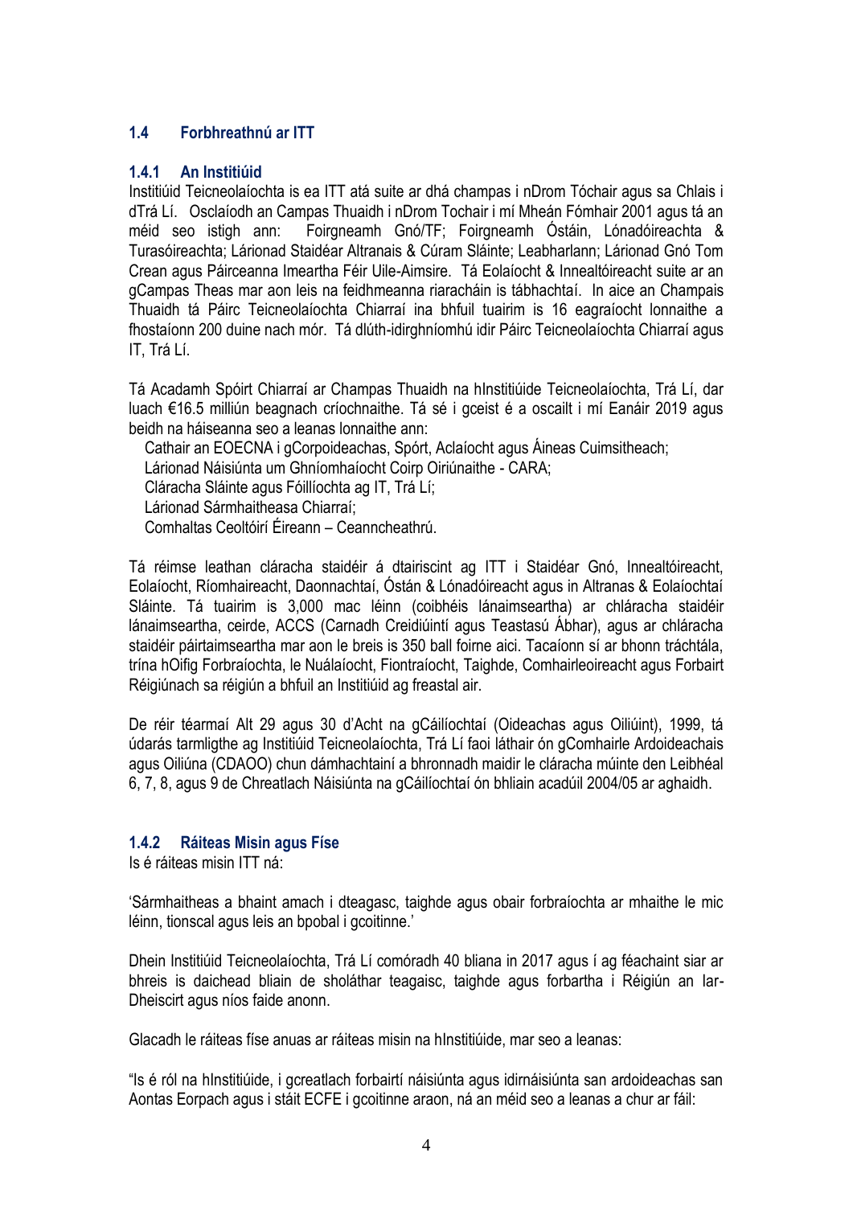## 1.4 Forbhreathnú ar ITT

### 1.4.1 An Institiúid

Institiúid Teicneolaíochta is ea ITT atá suite ar dhá champas i nDrom Tóchair agus sa Chlais i dTrá Lí. Osclaíodh an Campas Thuaidh i nDrom Tochair i mí Mheán Fómhair 2001 agus tá an méid seo istigh ann: Foirgneamh Gnó/TF; Foirgneamh Óstáin, Lónadóireachta & Turasóireachta; Lárionad Staidéar Altranais & Cúram Sláinte; Leabharlann; Lárionad Gnó Tom Crean agus Páirceanna Imeartha Féir Uile-Aimsire. Tá Eolaíocht & Innealtóireacht suite ar an gCampas Theas mar aon leis na feidhmeanna riaracháin is tábhachtaí. In aice an Champais Thuaidh tá Páirc Teicneolaíochta Chiarraí ina bhfuil tuairim is 16 eagraíocht lonnaithe a fhostaíonn 200 duine nach mór. Tá dlúth-idirghníomhú idir Páirc Teicneolaíochta Chiarraí agus IT, Trá Lí.

Tá Acadamh Spóirt Chiarraí ar Champas Thuaidh na hInstitiúide Teicneolaíochta, Trá Lí, dar luach €16.5 milliún beagnach críochnaithe. Tá sé i gceist é a oscailt i mí Eanáir 2019 agus beidh na háiseanna seo a leanas lonnaithe ann:

- Cathair an EOECNA i gCorpoideachas, Spórt, Aclaíocht agus Áineas Cuimsitheach;
- Lárionad Náisiúnta um Ghníomhaíocht Coirp Oiriúnaithe - CARA;
- Cláracha Sláinte agus Fóillíochta ag IT, Trá Lí;
- Lárionad Sármhaitheasa Chiarraí;
- Comhaltas Ceoltóirí Éireann – Ceanncheathrú.

Tá réimse leathan cláracha staidéir á dtairiscint ag ITT i Staidéar Gnó, Innealtóireacht, Eolaíocht, Ríomhaireacht, Daonnachtaí, Óstán & Lónadóireacht agus in Altranas & Eolaíochtaí Sláinte. Tá tuairim is 3,000 mac léinn (coibhéis lánaimseartha) ar chláracha staidéir lánaimseartha, ceirde, ACCS (Carnadh Creidiúintí agus Teastasú Ábhar), agus ar chláracha staidéir páirtaimseartha mar aon le breis is 350 ball foirne aici. Tacaíonn sí ar bhonn tráchtála, trína hOifig Forbraíochta, le Nuálaíocht, Fiontraíocht, Taighde, Comhairleoireacht agus Forbairt Réigiúnach sa réigiún a bhfuil an Institiúid ag freastal air.

De réir téarmaí Alt 29 agus 30 d'Acht na gCáilíochtaí (Oideachas agus Oiliúint), 1999, tá údarás tarmligthe ag Institiúid Teicneolaíochta, Trá Lí faoi láthair ón gComhairle Ardoideachais agus Oiliúna (CDAOO) chun dámhachtainí a bhronnadh maidir le cláracha múinte den Leibhéal 6, 7, 8, agus 9 de Chreatlach Náisiúnta na gCáilíochtaí ón bhliain acadúil 2004/05 ar aghaidh.

### 1.4.2 Ráiteas Misin agus Físe

Is é ráiteas misin ITT ná:

'Sármhaitheas a bhaint amach i dteagasc, taighde agus obair forbraíochta ar mhaithe le mic léinn, tionscal agus leis an bpobal i gcoitinne.'

Dhein Institiúid Teicneolaíochta, Trá Lí comóradh 40 bliana in 2017 agus í ag féachaint siar ar bhreis is daichead bliain de sholáthar teagaisc, taighde agus forbartha i Réigiún an Iar-Dheiscirt agus níos faide anonn.

Glacadh le ráiteas físe anuas ar ráiteas misin na hInstitiúide, mar seo a leanas:

"Is é ról na hInstitiúide, i gcreatlach forbairtí náisiúnta agus idirnáisiúnta san ardoideachas san Aontas Eorpach agus i stáit ECFE i gcoitinne araon, ná an méid seo a leanas a chur ar fáil: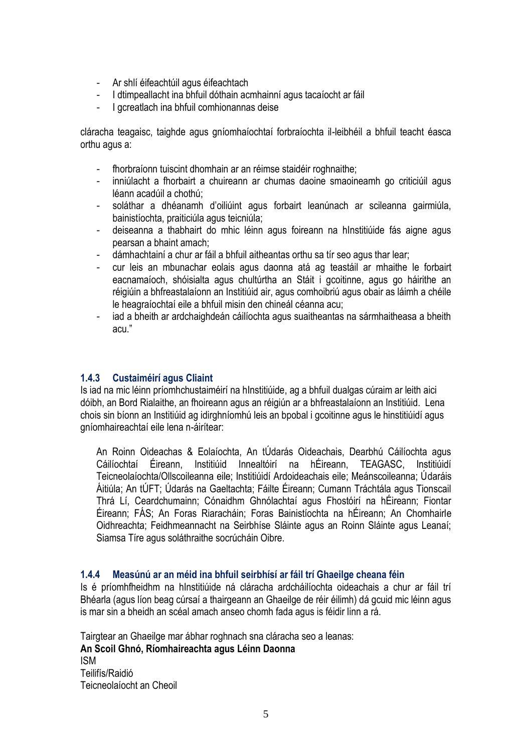- Ar shlí éifeachtúil agus éifeachtach
- I dtimpeallacht ina bhfuil dóthain acmhainní agus tacaíocht ar fáil
- I gcreatlach ina bhfuil comhionannas deise

cláracha teagaisc, taighde agus gníomhaíochtaí forbraíochta il-leibhéil a bhfuil teacht éasca orthu agus a:

- fhorbraíonn tuiscint dhomhain ar an réimse staidéir roghnaithe;
- inniúlacht a fhorbairt a chuireann ar chumas daoine smaoineamh go criticiúil agus léann acadúil a chothú;
- soláthar a dhéanamh d'oiliúint agus forbairt leanúnach ar scileanna gairmiúla, bainistíochta, praiticiúla agus teicniúla;
- deiseanna a thabhairt do mhic léinn agus foireann na hInstitiúide fás aigne agus pearsan a bhaint amach;
- dámhachtainí a chur ar fáil a bhfuil aitheantas orthu sa tír seo agus thar lear;
- cur leis an mbunachar eolais agus daonna atá ag teastáil ar mhaithe le forbairt eacnamaíoch, shóisialta agus chultúrtha an Stáit i gcoitinne, agus go háirithe an réigiúin a bhfreastalaíonn an Institiúid air, agus comhoibriú agus obair as láimh a chéile le heagraíochtaí eile a bhfuil misin den chineál céanna acu;
- iad a bheith ar ardchaighdeán cáilíochta agus suaitheantas na sármhaitheasa a bheith acu."

### 1.4.3 Custaiméirí agus Cliaint

Is iad na mic léinn príomhchustaiméirí na hInstitiúide, ag a bhfuil dualgas cúraim ar leith aici dóibh, an Bord Rialaithe, an fhoireann agus an réigiún ar a bhfreastalaíonn an Institiúid. Lena chois sin bíonn an Institiúid ag idirghníomhú leis an bpobal i gcoitinne agus le hinstitiúidí agus gníomhaireachtaí eile lena n-áirítear:

An Roinn Oideachas & Eolaíochta, An tÚdarás Oideachais, Dearbhú Cáilíochta agus Cáilíochtaí Éireann, Institiúid Innealtóirí na hÉireann, TEAGASC, Institiúidí Teicneolaíochta/Ollscoileanna eile; Institiúidí Ardoideachais eile; Meánscoileanna; Údaráis Áitiúla; An tÚFT; Údarás na Gaeltachta; Fáilte Éireann; Cumann Tráchtála agus Tionscail Thrá Lí, Ceardchumainn; Cónaidhm Ghnólachtaí agus Fhostóirí na hÉireann; Fiontar Éireann; FÁS; An Foras Riaracháin; Foras Bainistíochta na hÉireann; An Chomhairle Oidhreachta; Feidhmeannacht na Seirbhíse Sláinte agus an Roinn Sláinte agus Leanaí; Siamsa Tíre agus soláthraithe socrúcháin Oibre.

### 1.4.4 Measúnú ar an méid ina bhfuil seirbhísí ar fáil trí Ghaeilge cheana féin

Is é príomhfheidhm na hInstitiúide ná cláracha ardcháilíochta oideachais a chur ar fáil trí Bhéarla (agus líon beag cúrsaí a thairgeann an Ghaeilge de réir éilimh) dá gcuid mic léinn agus is mar sin a bheidh an scéal amach anseo chomh fada agus is féidir linn a rá.

Tairgtear an Ghaeilge mar ábhar roghnach sna cláracha seo a leanas:

**An Scoil Ghnó, Ríomhaireachta agus Léinn Daonna**

ISM

Teilifís/Raidió

Teicneolaíocht an Cheoil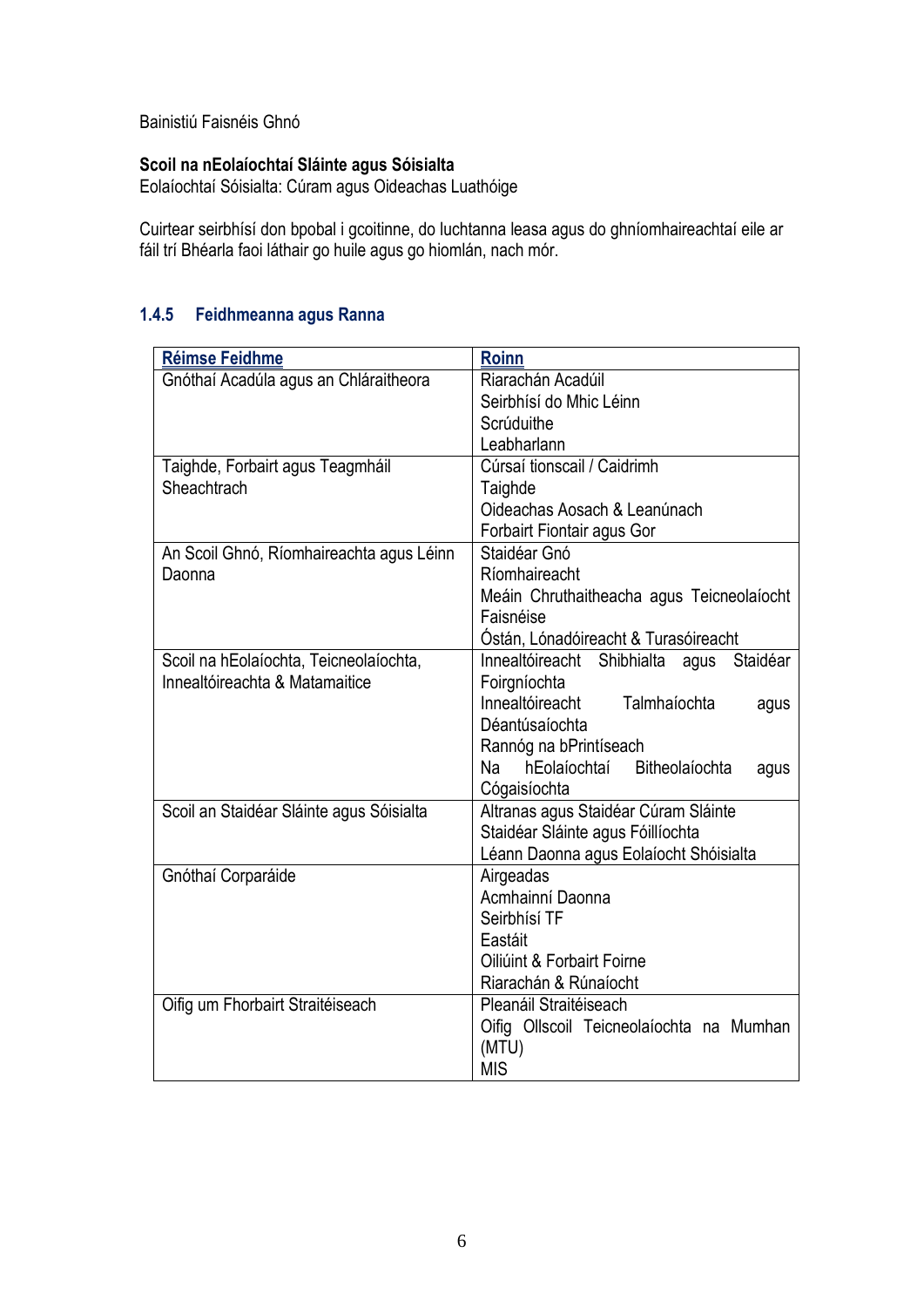Bainistiú Faisnéis Ghnó

**Scoil na nEolaíochtaí Sláinte agus Sóisialta**
Eolaíochtaí Sóisialta: Cúram agus Oideachas Luathóige

Cuirtear seirbhísí don bpobal i gcoitinne, do luchtanna leasa agus do ghníomhaireachtaí eile ar fáil trí Bhéarla faoi láthair go huile agus go hiomlán, nach mór.

### 1.4.5 Feidhmeanna agus Ranna

| Réimse Feidhme | Roinn |
|---|---|
| Gnóthaí Acadúla agus an Chláraitheora | Riarachán Acadúil<br>Seirbhísí do Mhic Léinn<br>Scrúduithe<br>Leabharlann |
| Taighde, Forbairt agus Teagmháil Sheachtrach | Cúrsaí tionscail / Caidrimh<br>Taighde<br>Oideachas Aosach & Leanúnach<br>Forbairt Fiontair agus Gor |
| An Scoil Ghnó, Ríomhaireachta agus Léinn Daonna | Staidéar Gnó<br>Ríomhaireacht<br>Meáin Chruthaitheacha agus Teicneolaíocht Faisnéise<br>Óstán, Lónadóireacht & Turasóireacht |
| Scoil na hEolaíochta, Teicneolaíochta, Innealtóireachta & Matamaitice | Innealtóireacht Shibhialta agus Staidéar Foirgníochta<br>Innealtóireacht Talmhaíochta agus Déantúsaíochta<br>Rannóg na bPrintíseach<br>Na hEolaíochtaí Bitheolaíochta agus Cógaisíochta |
| Scoil an Staidéar Sláinte agus Sóisialta | Altranas agus Staidéar Cúram Sláinte<br>Staidéar Sláinte agus Fóillíochta<br>Léann Daonna agus Eolaíocht Shóisialta |
| Gnóthaí Corparáide | Airgeadas<br>Acmhainní Daonna<br>Seirbhísí TF<br>Eastáit<br>Oiliúint & Forbairt Foirne<br>Riarachán & Rúnaíocht |
| Oifig um Fhorbairt Straitéiseach | Pleanáil Straitéiseach<br>Oifig Ollscoil Teicneolaíochta na Mumhan (MTU)<br>MIS |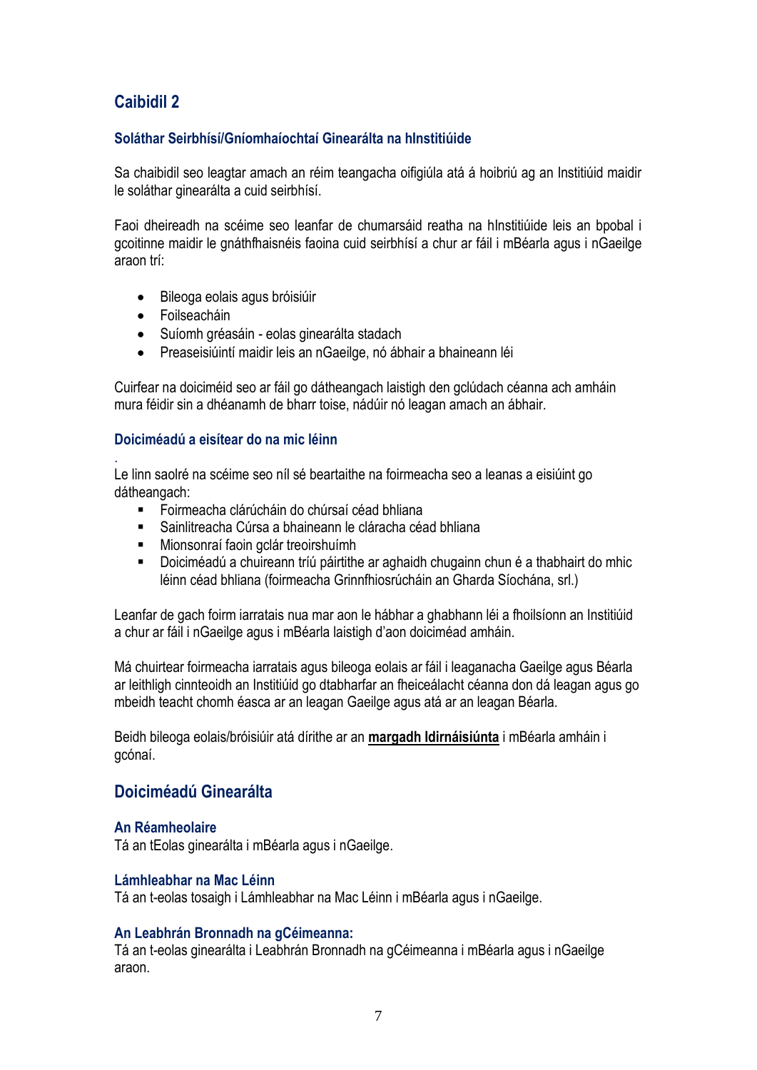## Caibidil 2

### Soláthar Seirbhísí/Gníomhaíochtaí Ginearálta na hInstitiúide

Sa chaibidil seo leagtar amach an réim teangacha oifigiúla atá á hoibriú ag an Institiúid maidir le soláthar ginearálta a cuid seirbhísí.

Faoi dheireadh na scéime seo leanfar de chumarsáid reatha na hInstitiúide leis an bpobal i gcoitinne maidir le gnáthfhaisnéis faoina cuid seirbhísí a chur ar fáil i mBéarla agus i nGaeilge araon trí:

- Bileoga eolais agus bróisiúir
- Foilseacháin
- Suíomh gréasáin - eolas ginearálta stadach
- Preaseisiúintí maidir leis an nGaeilge, nó ábhair a bhaineann léi

Cuirfear na doiciméid seo ar fáil go dátheangach laistigh den gclúdach céanna ach amháin mura féidir sin a dhéanamh de bharr toise, nádúir nó leagan amach an ábhair.

### Doiciméadú a eisítear do na mic léinn

.
Le linn saolré na scéime seo níl sé beartaithe na foirmeacha seo a leanas a eisiúint go dátheangach:

- Foirmeacha clárúcháin do chúrsaí céad bhliana
- Sainlitreacha Cúrsa a bhaineann le cláracha céad bhliana
- Mionsonraí faoin gclár treoirshuímh
- Doiciméadú a chuireann tríú páirtithe ar aghaidh chugainn chun é a thabhairt do mhic léinn céad bhliana (foirmeacha Grinnfhiosrúcháin an Gharda Síochána, srl.)

Leanfar de gach foirm iarratais nua mar aon le hábhar a ghabhann léi a fhoilsíonn an Institiúid a chur ar fáil i nGaeilge agus i mBéarla laistigh d'aon doiciméad amháin.

Má chuirtear foirmeacha iarratais agus bileoga eolais ar fáil i leaganacha Gaeilge agus Béarla ar leithligh cinnteoidh an Institiúid go dtabharfar an fheiceálacht céanna don dá leagan agus go mbeidh teacht chomh éasca ar an leagan Gaeilge agus atá ar an leagan Béarla.

Beidh bileoga eolais/bróisiúir atá dírithe ar an **margadh Idirnáisiúnta** i mBéarla amháin i gcónaí.

## Doiciméadú Ginearálta

### An Réamheolaire
Tá an tEolas ginearálta i mBéarla agus i nGaeilge.

### Lámhleabhar na Mac Léinn
Tá an t-eolas tosaigh i Lámhleabhar na Mac Léinn i mBéarla agus i nGaeilge.

### An Leabhrán Bronnadh na gCéimeanna:
Tá an t-eolas ginearálta i Leabhrán Bronnadh na gCéimeanna i mBéarla agus i nGaeilge araon.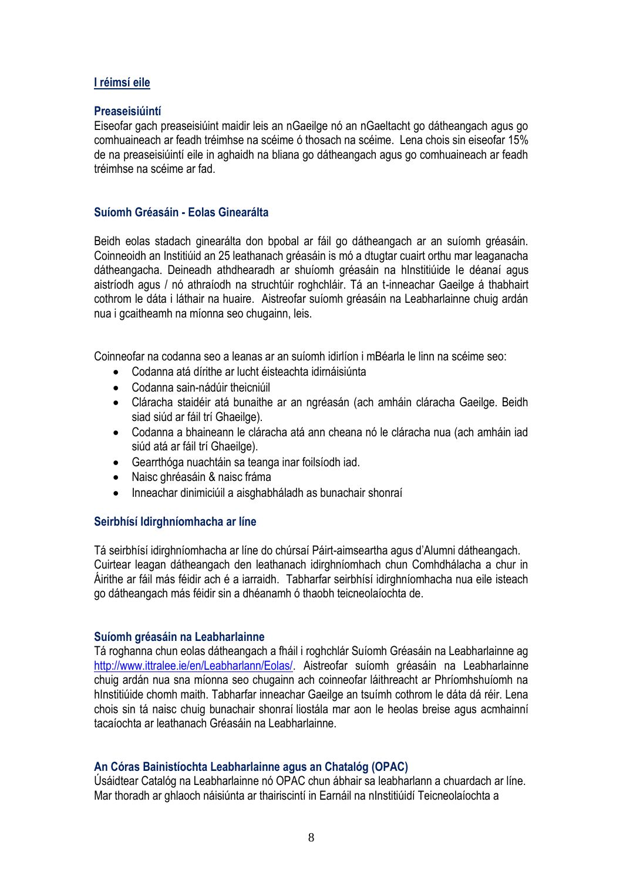## I réimsí eile

### Preaseisiúintí

Eiseofar gach preaseisiúint maidir leis an nGaeilge nó an nGaeltacht go dátheangach agus go comhuaineach ar feadh tréimhse na scéime ó thosach na scéime. Lena chois sin eiseofar 15% de na preaseisiúintí eile in aghaidh na bliana go dátheangach agus go comhuaineach ar feadh tréimhse na scéime ar fad.

### Suíomh Gréasáin - Eolas Ginearálta

Beidh eolas stadach ginearálta don bpobal ar fáil go dátheangach ar an suíomh gréasáin. Coinneoidh an Institiúid an 25 leathanach gréasáin is mó a dtugtar cuairt orthu mar leaganacha dátheangacha. Deineadh athdhearadh ar shuíomh gréasáin na hInstitiúide le déanaí agus aistríodh agus / nó athraíodh na struchtúir roghchláir. Tá an t-inneachar Gaeilge á thabhairt cothrom le dáta i láthair na huaire. Aistreofar suíomh gréasáin na Leabharlainne chuig ardán nua i gcaitheamh na míonna seo chugainn, leis.

Coinneofar na codanna seo a leanas ar an suíomh idirlíon i mBéarla le linn na scéime seo:

- Codanna atá dírithe ar lucht éisteachta idirnáisiúnta
- Codanna sain-nádúir theicniúil
- Cláracha staidéir atá bunaithe ar an ngréasán (ach amháin cláracha Gaeilge. Beidh siad siúd ar fáil trí Ghaeilge).
- Codanna a bhaineann le cláracha atá ann cheana nó le cláracha nua (ach amháin iad siúd atá ar fáil trí Ghaeilge).
- Gearrthóga nuachtáin sa teanga inar foilsíodh iad.
- Naisc ghréasáin & naisc fráma
- Inneachar dinimiciúil a aisghabháladh as bunachair shonraí

### Seirbhísí Idirghníomhacha ar líne

Tá seirbhísí idirghníomhacha ar líne do chúrsaí Páirt-aimseartha agus d'Alumni dátheangach. Cuirtear leagan dátheangach den leathanach idirghníomhach chun Comhdhálacha a chur in Áirithe ar fáil más féidir ach é a iarraidh. Tabharfar seirbhísí idirghníomhacha nua eile isteach go dátheangach más féidir sin a dhéanamh ó thaobh teicneolaíochta de.

### Suíomh gréasáin na Leabharlainne

Tá roghanna chun eolas dátheangach a fháil i roghchlár Suíomh Gréasáin na Leabharlainne ag http://www.ittralee.ie/en/Leabharlann/Eolas/. Aistreofar suíomh gréasáin na Leabharlainne chuig ardán nua sna míonna seo chugainn ach coinneofar láithreacht ar Phríomhshuíomh na hInstitiúide chomh maith. Tabharfar inneachar Gaeilge an tsuímh cothrom le dáta dá réir. Lena chois sin tá naisc chuig bunachair shonraí liostála mar aon le heolas breise agus acmhainní tacaíochta ar leathanach Gréasáin na Leabharlainne.

### An Córas Bainistíochta Leabharlainne agus an Chatalóg (OPAC)

Úsáidtear Catalóg na Leabharlainne nó OPAC chun ábhair sa leabharlann a chuardach ar líne. Mar thoradh ar ghlaoch náisiúnta ar thairiscintí in Earnáil na nInstitiúidí Teicneolaíochta a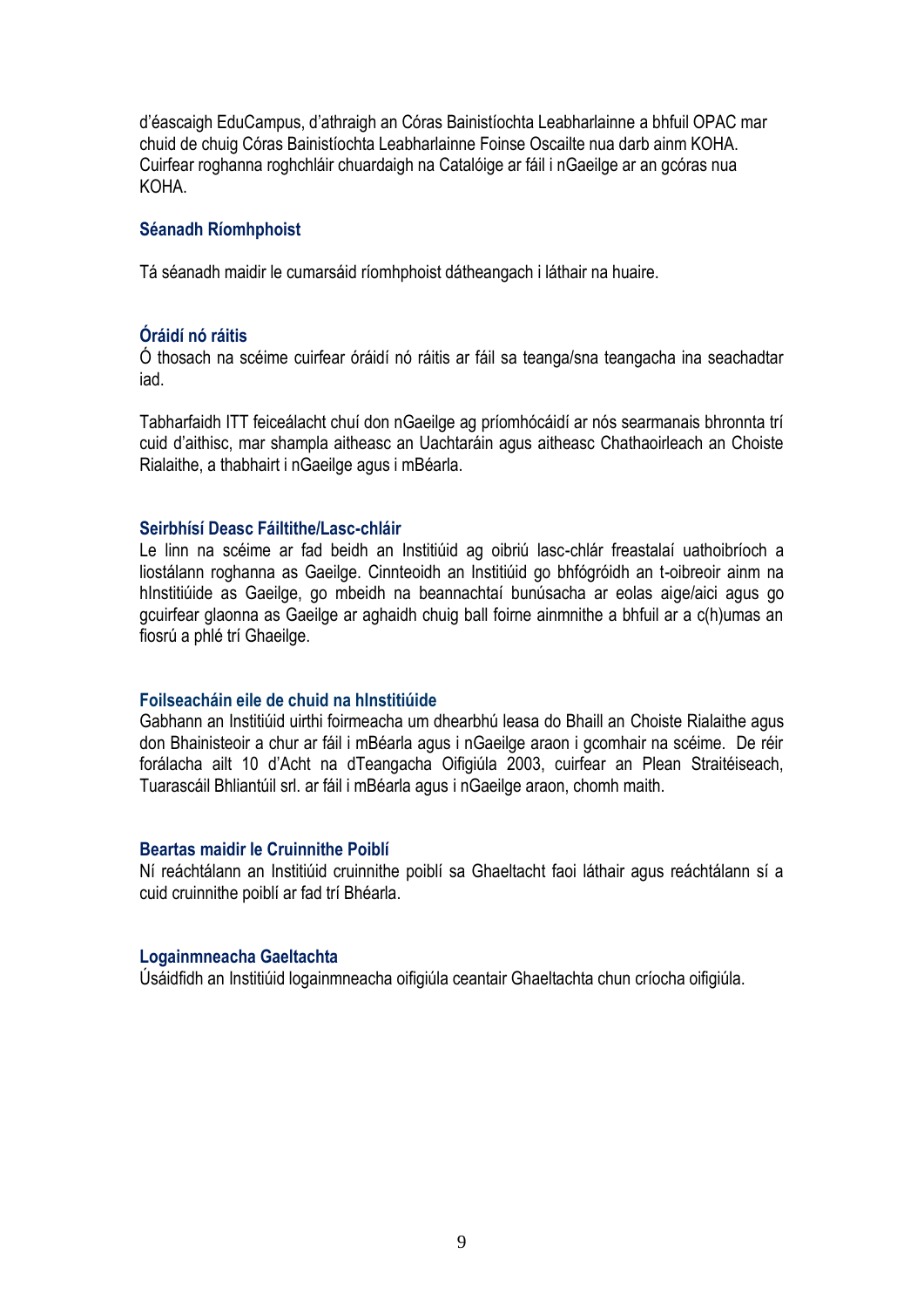d'éascaigh EduCampus, d'athraigh an Córas Bainistíochta Leabharlainne a bhfuil OPAC mar chuid de chuig Córas Bainistíochta Leabharlainne Foinse Oscailte nua darb ainm KOHA. Cuirfear roghanna roghchláir chuardaigh na Catalóige ar fáil i nGaeilge ar an gcóras nua KOHA.

### Séanadh Ríomhphoist

Tá séanadh maidir le cumarsáid ríomhphoist dátheangach i láthair na huaire.

### Óráidí nó ráitis

Ó thosach na scéime cuirfear óráidí nó ráitis ar fáil sa teanga/sna teangacha ina seachadtar iad.

Tabharfaidh ITT feiceálacht chuí don nGaeilge ag príomhócáidí ar nós searmanais bhronnta trí cuid d'aithisc, mar shampla aitheasc an Uachtaráin agus aitheasc Chathaoirleach an Choiste Rialaithe, a thabhairt i nGaeilge agus i mBéarla.

### Seirbhísí Deasc Fáiltithe/Lasc-chláir

Le linn na scéime ar fad beidh an Institiúid ag oibriú lasc-chlár freastalaí uathoibríoch a liostálann roghanna as Gaeilge. Cinnteoidh an Institiúid go bhfógróidh an t-oibreoir ainm na hInstitiúide as Gaeilge, go mbeidh na beannachtaí bunúsacha ar eolas aige/aici agus go gcuirfear glaonna as Gaeilge ar aghaidh chuig ball foirne ainmnithe a bhfuil ar a c(h)umas an fiosrú a phlé trí Ghaeilge.

### Foilseacháin eile de chuid na hInstitiúide

Gabhann an Institiúid uirthi foirmeacha um dhearbhú leasa do Bhaill an Choiste Rialaithe agus don Bhainisteoir a chur ar fáil i mBéarla agus i nGaeilge araon i gcomhair na scéime. De réir forálacha ailt 10 d'Acht na dTeangacha Oifigiúla 2003, cuirfear an Plean Straitéiseach, Tuarascáil Bhliantúil srl. ar fáil i mBéarla agus i nGaeilge araon, chomh maith.

### Beartas maidir le Cruinnithe Poiblí

Ní reáchtálann an Institiúid cruinnithe poiblí sa Ghaeltacht faoi láthair agus reáchtálann sí a cuid cruinnithe poiblí ar fad trí Bhéarla.

### Logainmneacha Gaeltachta

Úsáidfidh an Institiúid logainmneacha oifigiúla ceantair Ghaeltachta chun críocha oifigiúla.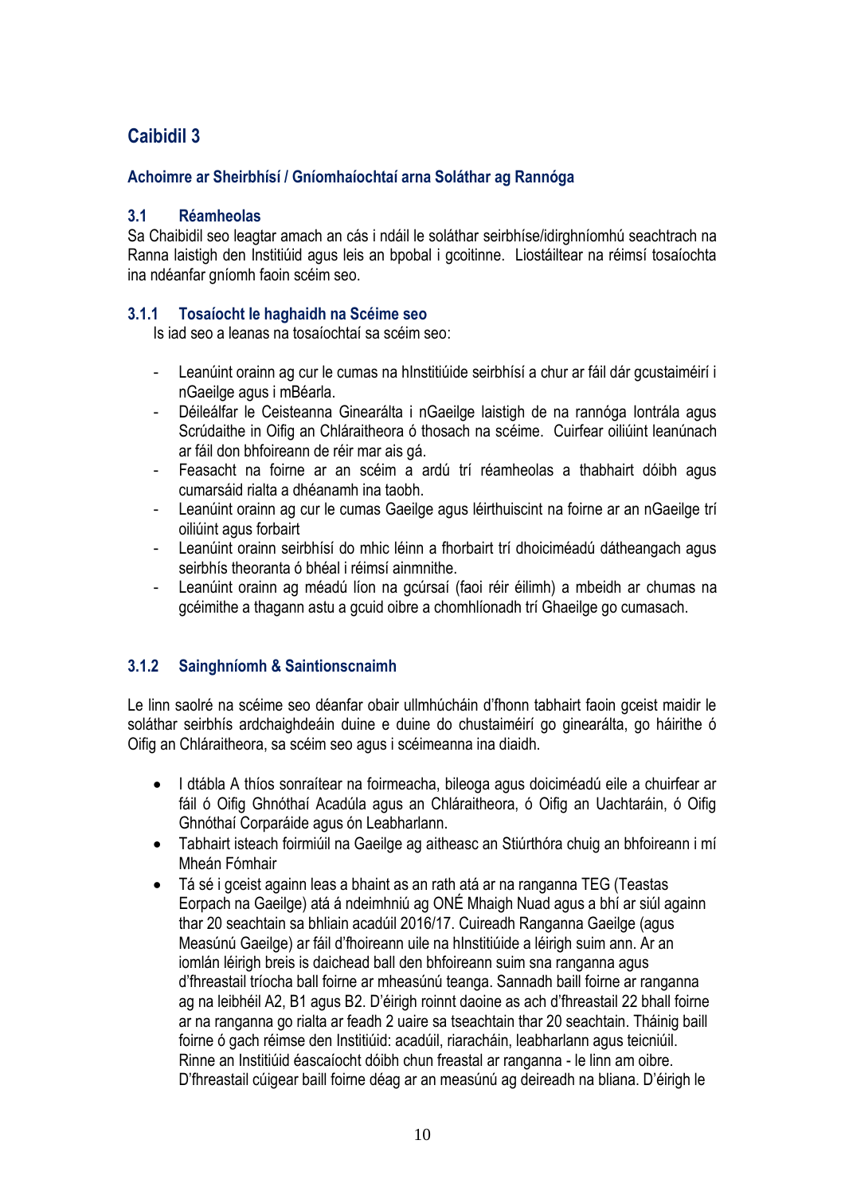# Caibidil 3

## Achoimre ar Sheirbhísí / Gníomhaíochtaí arna Soláthar ag Rannóga

### 3.1 Réamheolas

Sa Chaibidil seo leagtar amach an cás i ndáil le soláthar seirbhíse/idirghníomhú seachtrach na Ranna laistigh den Institiúid agus leis an bpobal i gcoitinne. Liostáiltear na réimsí tosaíochta ina ndéanfar gníomh faoin scéim seo.

### 3.1.1 Tosaíocht le haghaidh na Scéime seo

Is iad seo a leanas na tosaíochtaí sa scéim seo:

- Leanúint orainn ag cur le cumas na hInstitiúide seirbhísí a chur ar fáil dár gcustaiméirí i nGaeilge agus i mBéarla.
- Déileálfar le Ceisteanna Ginearálta i nGaeilge laistigh de na rannóga Iontrála agus Scrúdaithe in Oifig an Chláraitheora ó thosach na scéime. Cuirfear oiliúint leanúnach ar fáil don bhfoireann de réir mar ais gá.
- Feasacht na foirne ar an scéim a ardú trí réamheolas a thabhairt dóibh agus cumarsáid rialta a dhéanamh ina taobh.
- Leanúint orainn ag cur le cumas Gaeilge agus léirthuiscint na foirne ar an nGaeilge trí oiliúint agus forbairt
- Leanúint orainn seirbhísí do mhic léinn a fhorbairt trí dhoiciméadú dátheangach agus seirbhís theoranta ó bhéal i réimsí ainmnithe.
- Leanúint orainn ag méadú líon na gcúrsaí (faoi réir éilimh) a mbeidh ar chumas na gcéimithe a thagann astu a gcuid oibre a chomhlíonadh trí Ghaeilge go cumasach.

### 3.1.2 Sainghníomh & Saintionscnaimh

Le linn saolré na scéime seo déanfar obair ullmhúcháin d'fhonn tabhairt faoin gceist maidir le soláthar seirbhís ardchaighdeáin duine e duine do chustaiméirí go ginearálta, go háirithe ó Oifig an Chláraitheora, sa scéim seo agus i scéimeanna ina diaidh.

- I dtábla A thíos sonraítear na foirmeacha, bileoga agus doiciméadú eile a chuirfear ar fáil ó Oifig Ghnóthaí Acadúla agus an Chláraitheora, ó Oifig an Uachtaráin, ó Oifig Ghnóthaí Corparáide agus ón Leabharlann.
- Tabhairt isteach foirmiúil na Gaeilge ag aitheasc an Stiúrthóra chuig an bhfoireann i mí Mheán Fómhair
- Tá sé i gceist againn leas a bhaint as an rath atá ar na ranganna TEG (Teastas Eorpach na Gaeilge) atá á ndeimhniú ag ONÉ Mhaigh Nuad agus a bhí ar siúl againn thar 20 seachtain sa bhliain acadúil 2016/17. Cuireadh Ranganna Gaeilge (agus Measúnú Gaeilge) ar fáil d'fhoireann uile na hInstitiúide a léirigh suim ann. Ar an iomlán léirigh breis is daichead ball den bhfoireann suim sna ranganna agus d'fhreastail tríocha ball foirne ar mheasúnú teanga. Sannadh baill foirne ar ranganna ag na leibhéil A2, B1 agus B2. D'éirigh roinnt daoine as ach d'fhreastail 22 bhall foirne ar na ranganna go rialta ar feadh 2 uaire sa tseachtain thar 20 seachtain. Tháinig baill foirne ó gach réimse den Institiúid: acadúil, riaracháin, leabharlann agus teicniúil. Rinne an Institiúid éascaíocht dóibh chun freastal ar ranganna - le linn am oibre. D'fhreastail cúigear baill foirne déag ar an measúnú ag deireadh na bliana. D'éirigh le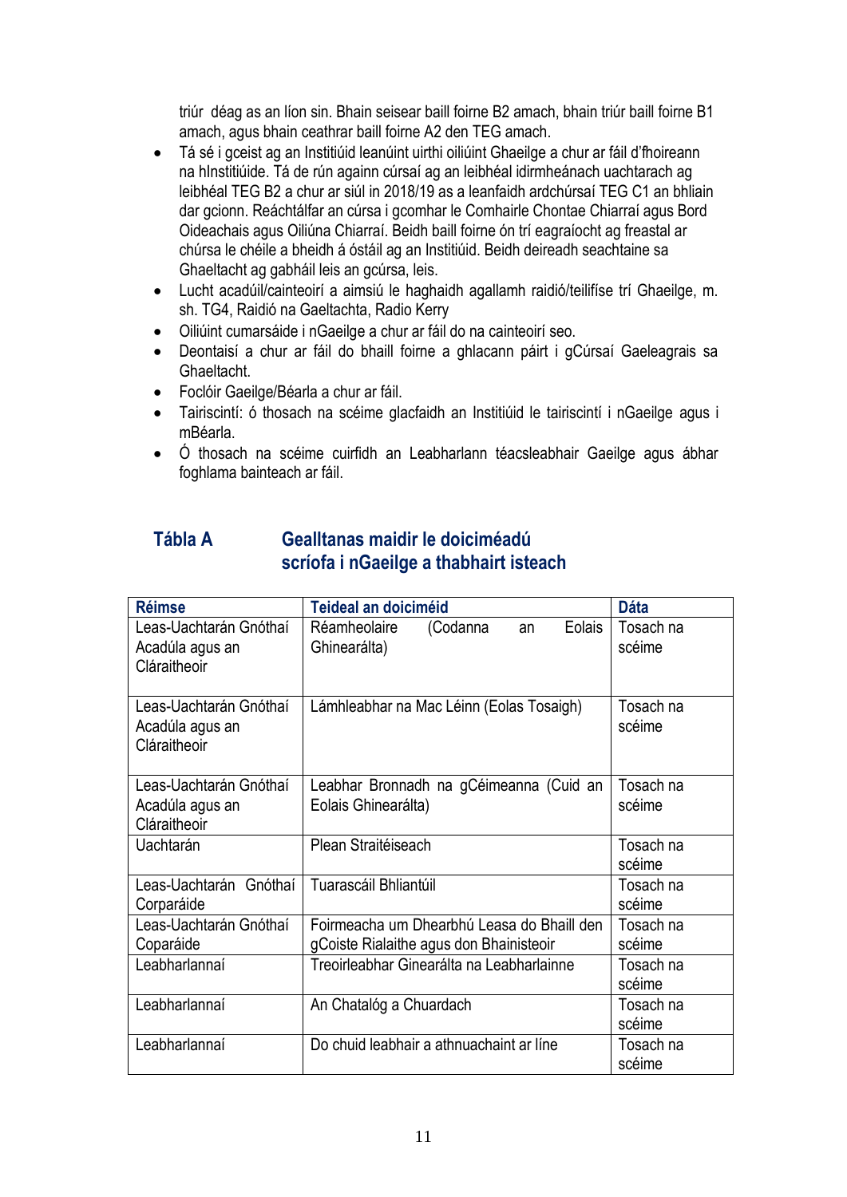triúr déag as an líon sin. Bhain seisear baill foirne B2 amach, bhain triúr baill foirne B1 amach, agus bhain ceathrar baill foirne A2 den TEG amach.

- Tá sé i gceist ag an Institiúid leanúint uirthi oiliúint Ghaeilge a chur ar fáil d'fhoireann na hInstitiúide. Tá de rún againn cúrsaí ag an leibhéal idirmheánach uachtarach ag leibhéal TEG B2 a chur ar siúl in 2018/19 as a leanfaidh ardchúrsaí TEG C1 an bhliain dar gcionn. Reáchtálfar an cúrsa i gcomhar le Comhairle Chontae Chiarraí agus Bord Oideachais agus Oiliúna Chiarraí. Beidh baill foirne ón trí eagraíocht ag freastal ar chúrsa le chéile a bheidh á óstáil ag an Institiúid. Beidh deireadh seachtaine sa Ghaeltacht ag gabháil leis an gcúrsa, leis.
- Lucht acadúil/cainteoirí a aimsiú le haghaidh agallamh raidió/teilifíse trí Ghaeilge, m. sh. TG4, Raidió na Gaeltachta, Radio Kerry
- Oiliúint cumarsáide i nGaeilge a chur ar fáil do na cainteoirí seo.
- Deontaisí a chur ar fáil do bhaill foirne a ghlacann páirt i gCúrsaí Gaeleagrais sa Ghaeltacht.
- Foclóir Gaeilge/Béarla a chur ar fáil.
- Tairiscintí: ó thosach na scéime glacfaidh an Institiúid le tairiscintí i nGaeilge agus i mBéarla.
- Ó thosach na scéime cuirfidh an Leabharlann téacsleabhair Gaeilge agus ábhar foghlama bainteach ar fáil.

## Tábla A — Gealltanas maidir le doiciméadú scríofa i nGaeilge a thabhairt isteach

| Réimse | Teideal an doiciméid | Dáta |
|---|---|---|
| Leas-Uachtarán Gnóthaí Acadúla agus an Cláraitheoir | Réamheolaire (Codanna an Eolais Ghinearálta) | Tosach na scéime |
| Leas-Uachtarán Gnóthaí Acadúla agus an Cláraitheoir | Lámhleabhar na Mac Léinn (Eolas Tosaigh) | Tosach na scéime |
| Leas-Uachtarán Gnóthaí Acadúla agus an Cláraitheoir | Leabhar Bronnadh na gCéimeanna (Cuid an Eolais Ghinearálta) | Tosach na scéime |
| Uachtarán | Plean Straitéiseach | Tosach na scéime |
| Leas-Uachtarán Gnóthaí Corparáide | Tuarascáil Bhliantúil | Tosach na scéime |
| Leas-Uachtarán Gnóthaí Coparáide | Foirmeacha um Dhearbhú Leasa do Bhaill den gCoiste Rialaithe agus don Bhainisteoir | Tosach na scéime |
| Leabharlannaí | Treoirleabhar Ginearálta na Leabharlainne | Tosach na scéime |
| Leabharlannaí | An Chatalóg a Chuardach | Tosach na scéime |
| Leabharlannaí | Do chuid leabhair a athnuachaint ar líne | Tosach na scéime |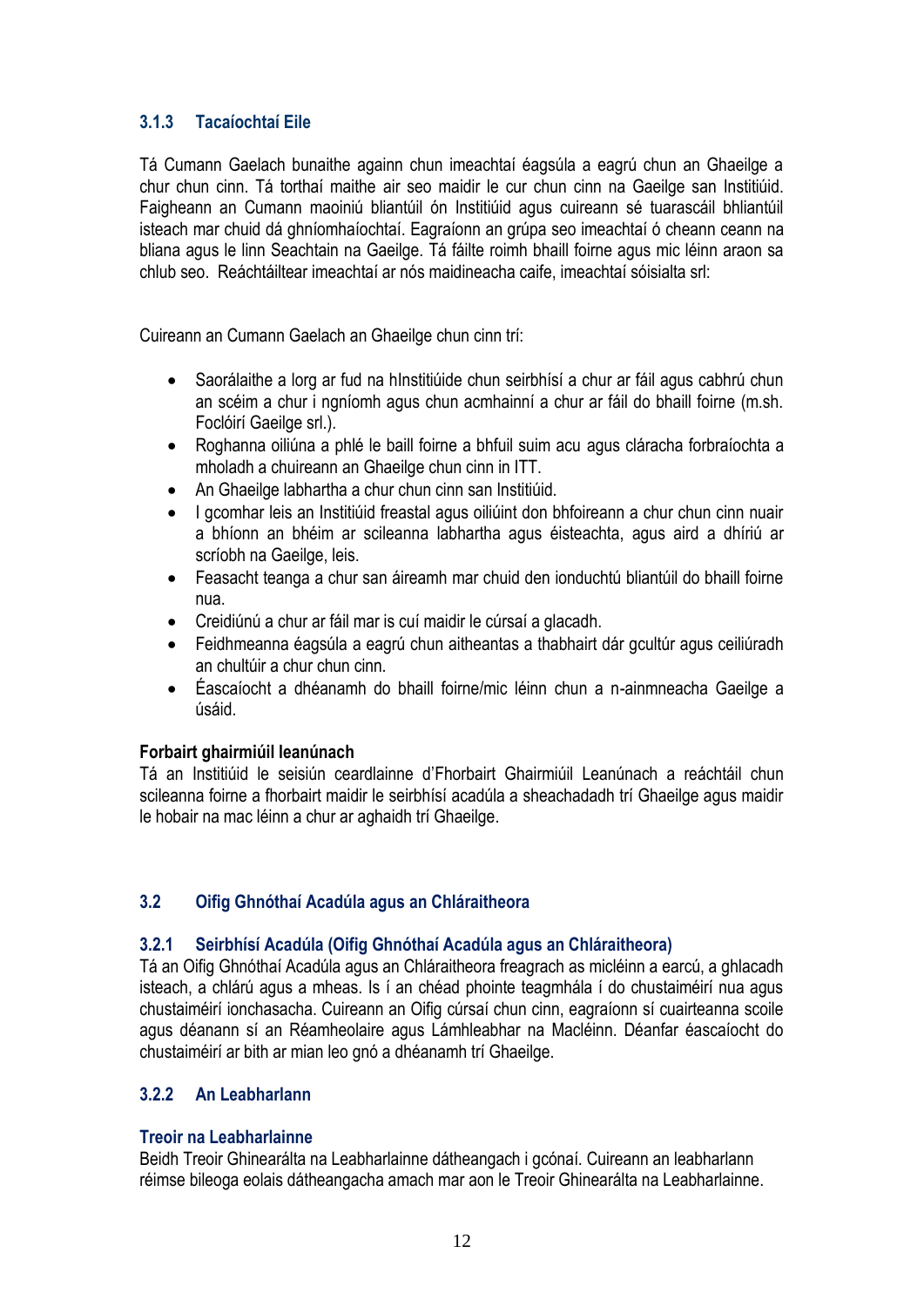### 3.1.3 Tacaíochtaí Eile

Tá Cumann Gaelach bunaithe againn chun imeachtaí éagsúla a eagrú chun an Ghaeilge a chur chun cinn. Tá torthaí maithe air seo maidir le cur chun cinn na Gaeilge san Institiúid. Faigheann an Cumann maoiniú bliantúil ón Institiúid agus cuireann sé tuarascáil bhliantúil isteach mar chuid dá ghníomhaíochtaí. Eagraíonn an grúpa seo imeachtaí ó cheann ceann na bliana agus le linn Seachtain na Gaeilge. Tá fáilte roimh bhaill foirne agus mic léinn araon sa chlub seo. Reáchtáiltear imeachtaí ar nós maidineacha caife, imeachtaí sóisialta srl:

Cuireann an Cumann Gaelach an Ghaeilge chun cinn trí:

- Saorálaithe a lorg ar fud na hInstitiúide chun seirbhísí a chur ar fáil agus cabhrú chun an scéim a chur i ngníomh agus chun acmhainní a chur ar fáil do bhaill foirne (m.sh. Foclóirí Gaeilge srl.).
- Roghanna oiliúna a phlé le baill foirne a bhfuil suim acu agus cláracha forbraíochta a mholadh a chuireann an Ghaeilge chun cinn in ITT.
- An Ghaeilge labhartha a chur chun cinn san Institiúid.
- I gcomhar leis an Institiúid freastal agus oiliúint don bhfoireann a chur chun cinn nuair a bhíonn an bhéim ar scileanna labhartha agus éisteachta, agus aird a dhíriú ar scríobh na Gaeilge, leis.
- Feasacht teanga a chur san áireamh mar chuid den ionduchtú bliantúil do bhaill foirne nua.
- Creidiúnú a chur ar fáil mar is cuí maidir le cúrsaí a glacadh.
- Feidhmeanna éagsúla a eagrú chun aitheantas a thabhairt dár gcultúr agus ceiliúradh an chultúir a chur chun cinn.
- Éascaíocht a dhéanamh do bhaill foirne/mic léinn chun a n-ainmneacha Gaeilge a úsáid.

**Forbairt ghairmiúil leanúnach**

Tá an Institiúid le seisiún ceardlainne d'Fhorbairt Ghairmiúil Leanúnach a reáchtáil chun scileanna foirne a fhorbairt maidir le seirbhísí acadúla a sheachadadh trí Ghaeilge agus maidir le hobair na mac léinn a chur ar aghaidh trí Ghaeilge.

## 3.2 Oifig Ghnóthaí Acadúla agus an Chláraitheora

### 3.2.1 Seirbhísí Acadúla (Oifig Ghnóthaí Acadúla agus an Chláraitheora)

Tá an Oifig Ghnóthaí Acadúla agus an Chláraitheora freagrach as micléinn a earcú, a ghlacadh isteach, a chlárú agus a mheas. Is í an chéad phointe teagmhála í do chustaiméirí nua agus chustaiméirí ionchasacha. Cuireann an Oifig cúrsaí chun cinn, eagraíonn sí cuairteanna scoile agus déanann sí an Réamheolaire agus Lámhleabhar na Macléinn. Déanfar éascaíocht do chustaiméirí ar bith ar mian leo gnó a dhéanamh trí Ghaeilge.

### 3.2.2 An Leabharlann

**Treoir na Leabharlainne**

Beidh Treoir Ghinearálta na Leabharlainne dátheangach i gcónaí. Cuireann an leabharlann réimse bileoga eolais dátheangacha amach mar aon le Treoir Ghinearálta na Leabharlainne.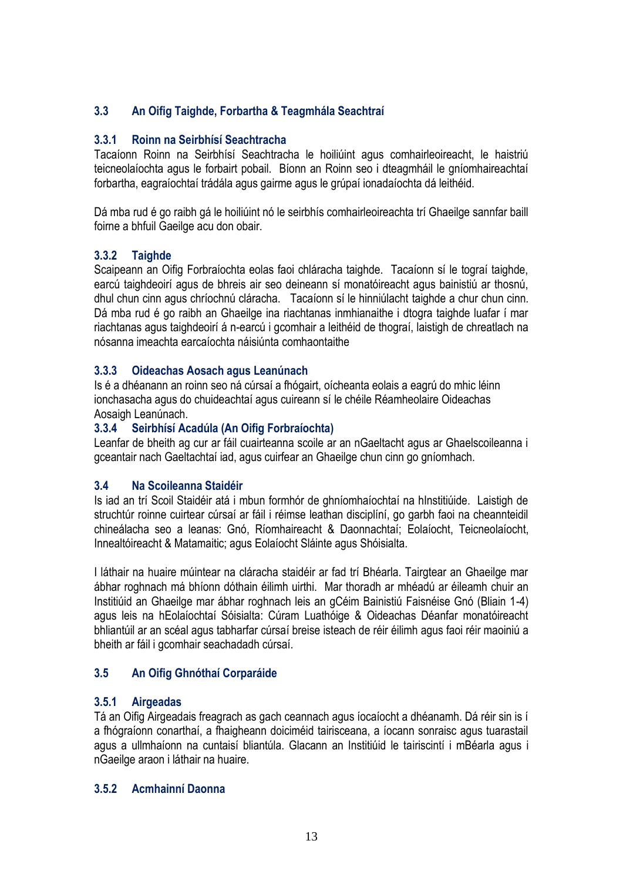## 3.3 An Oifig Taighde, Forbartha & Teagmhála Seachtraí

### 3.3.1 Roinn na Seirbhísí Seachtracha

Tacaíonn Roinn na Seirbhísí Seachtracha le hoiliúint agus comhairleoireacht, le haistriú teicneolaíochta agus le forbairt pobail. Bíonn an Roinn seo i dteagmháil le gníomhaireachtaí forbartha, eagraíochtaí trádála agus gairme agus le grúpaí ionadaíochta dá leithéid.

Dá mba rud é go raibh gá le hoiliúint nó le seirbhís comhairleoireachta trí Ghaeilge sannfar baill foirne a bhfuil Gaeilge acu don obair.

### 3.3.2 Taighde

Scaipeann an Oifig Forbraíochta eolas faoi chláracha taighde. Tacaíonn sí le tograí taighde, earcú taighdeoirí agus de bhreis air seo deineann sí monatóireacht agus bainistiú ar thosnú, dhul chun cinn agus chríochnú cláracha. Tacaíonn sí le hinniúlacht taighde a chur chun cinn. Dá mba rud é go raibh an Ghaeilge ina riachtanas inmhianaithe i dtogra taighde luafar í mar riachtanas agus taighdeoirí á n-earcú i gcomhair a leithéid de thograí, laistigh de chreatlach na nósanna imeachta earcaíochta náisiúnta comhaontaithe

### 3.3.3 Oideachas Aosach agus Leanúnach

Is é a dhéanann an roinn seo ná cúrsaí a fhógairt, oícheanta eolais a eagrú do mhic léinn ionchasacha agus do chuideachtaí agus cuireann sí le chéile Réamheolaire Oideachas Aosaigh Leanúnach.

### 3.3.4 Seirbhísí Acadúla (An Oifig Forbraíochta)

Leanfar de bheith ag cur ar fáil cuairteanna scoile ar an nGaeltacht agus ar Ghaelscoileanna i gceantair nach Gaeltachtaí iad, agus cuirfear an Ghaeilge chun cinn go gníomhach.

## 3.4 Na Scoileanna Staidéir

Is iad an trí Scoil Staidéir atá i mbun formhór de ghníomhaíochtaí na hInstitiúide. Laistigh de struchtúr roinne cuirtear cúrsaí ar fáil i réimse leathan disciplíní, go garbh faoi na cheannteidil chineálacha seo a leanas: Gnó, Ríomhaireacht & Daonnachtaí; Eolaíocht, Teicneolaíocht, Innealtóireacht & Matamaitic; agus Eolaíocht Sláinte agus Shóisialta.

I láthair na huaire múintear na cláracha staidéir ar fad trí Bhéarla. Tairgtear an Ghaeilge mar ábhar roghnach má bhíonn dóthain éilimh uirthi. Mar thoradh ar mhéadú ar éileamh chuir an Institiúid an Ghaeilge mar ábhar roghnach leis an gCéim Bainistiú Faisnéise Gnó (Bliain 1-4) agus leis na hEolaíochtaí Sóisialta: Cúram Luathóige & Oideachas Déanfar monatóireacht bhliantúil ar an scéal agus tabharfar cúrsaí breise isteach de réir éilimh agus faoi réir maoiniú a bheith ar fáil i gcomhair seachadadh cúrsaí.

## 3.5 An Oifig Ghnóthaí Corparáide

### 3.5.1 Airgeadas

Tá an Oifig Airgeadais freagrach as gach ceannach agus íocaíocht a dhéanamh. Dá réir sin is í a fhógraíonn conarthaí, a fhaigheann doiciméid tairisceana, a íocann sonraisc agus tuarastail agus a ullmhaíonn na cuntaisí bliantúla. Glacann an Institiúid le tairiscintí i mBéarla agus i nGaeilge araon i láthair na huaire.

### 3.5.2 Acmhainní Daonna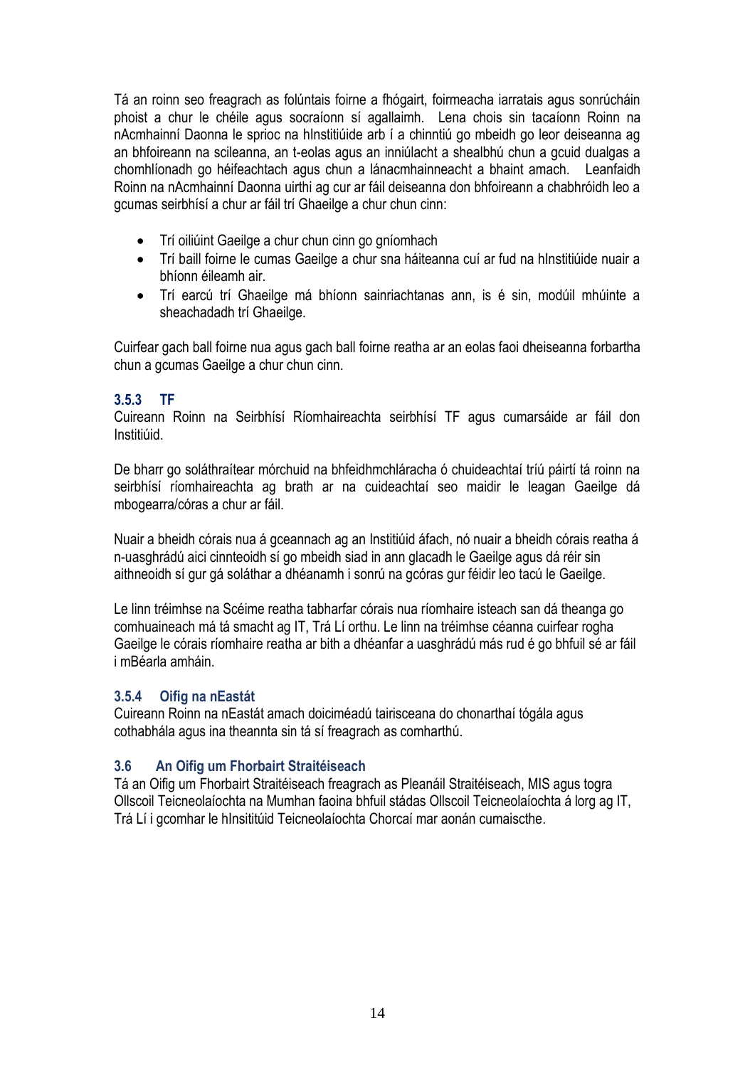Tá an roinn seo freagrach as folúntais foirne a fhógairt, foirmeacha iarratais agus sonrúcháin phoist a chur le chéile agus socraíonn sí agallaimh. Lena chois sin tacaíonn Roinn na nAcmhainní Daonna le sprioc na hInstitiúide arb í a chinntiú go mbeidh go leor deiseanna ag an bhfoireann na scileanna, an t-eolas agus an inniúlacht a shealbhú chun a gcuid dualgas a chomhlíonadh go héifeachtach agus chun a lánacmhainneacht a bhaint amach. Leanfaidh Roinn na nAcmhainní Daonna uirthi ag cur ar fáil deiseanna don bhfoireann a chabhróidh leo a gcumas seirbhísí a chur ar fáil trí Ghaeilge a chur chun cinn:

- Trí oiliúint Gaeilge a chur chun cinn go gníomhach
- Trí baill foirne le cumas Gaeilge a chur sna háiteanna cuí ar fud na hInstitiúide nuair a bhíonn éileamh air.
- Trí earcú trí Ghaeilge má bhíonn sainriachtanas ann, is é sin, modúil mhúinte a sheachadadh trí Ghaeilge.

Cuirfear gach ball foirne nua agus gach ball foirne reatha ar an eolas faoi dheiseanna forbartha chun a gcumas Gaeilge a chur chun cinn.

### 3.5.3 TF

Cuireann Roinn na Seirbhísí Ríomhaireachta seirbhísí TF agus cumarsáide ar fáil don Institiúid.

De bharr go soláthraítear mórchuid na bhfeidhmchláracha ó chuideachtaí tríú páirtí tá roinn na seirbhísí ríomhaireachta ag brath ar na cuideachtaí seo maidir le leagan Gaeilge dá mbogearra/córas a chur ar fáil.

Nuair a bheidh córais nua á gceannach ag an Institiúid áfach, nó nuair a bheidh córais reatha á n-uasghrádú aici cinnteoidh sí go mbeidh siad in ann glacadh le Gaeilge agus dá réir sin aithneoidh sí gur gá soláthar a dhéanamh i sonrú na gcóras gur féidir leo tacú le Gaeilge.

Le linn tréimhse na Scéime reatha tabharfar córais nua ríomhaire isteach san dá theanga go comhuaineach má tá smacht ag IT, Trá Lí orthu. Le linn na tréimhse céanna cuirfear rogha Gaeilge le córais ríomhaire reatha ar bith a dhéanfar a uasghrádú más rud é go bhfuil sé ar fáil i mBéarla amháin.

### 3.5.4 Oifig na nEastát

Cuireann Roinn na nEastát amach doiciméadú tairisceana do chonarthaí tógála agus cothabhála agus ina theannta sin tá sí freagrach as comharthú.

## 3.6 An Oifig um Fhorbairt Straitéiseach

Tá an Oifig um Fhorbairt Straitéiseach freagrach as Pleanáil Straitéiseach, MIS agus togra Ollscoil Teicneolaíochta na Mumhan faoina bhfuil stádas Ollscoil Teicneolaíochta á lorg ag IT, Trá Lí i gcomhar le hInsititúid Teicneolaíochta Chorcaí mar aonán cumaiscthe.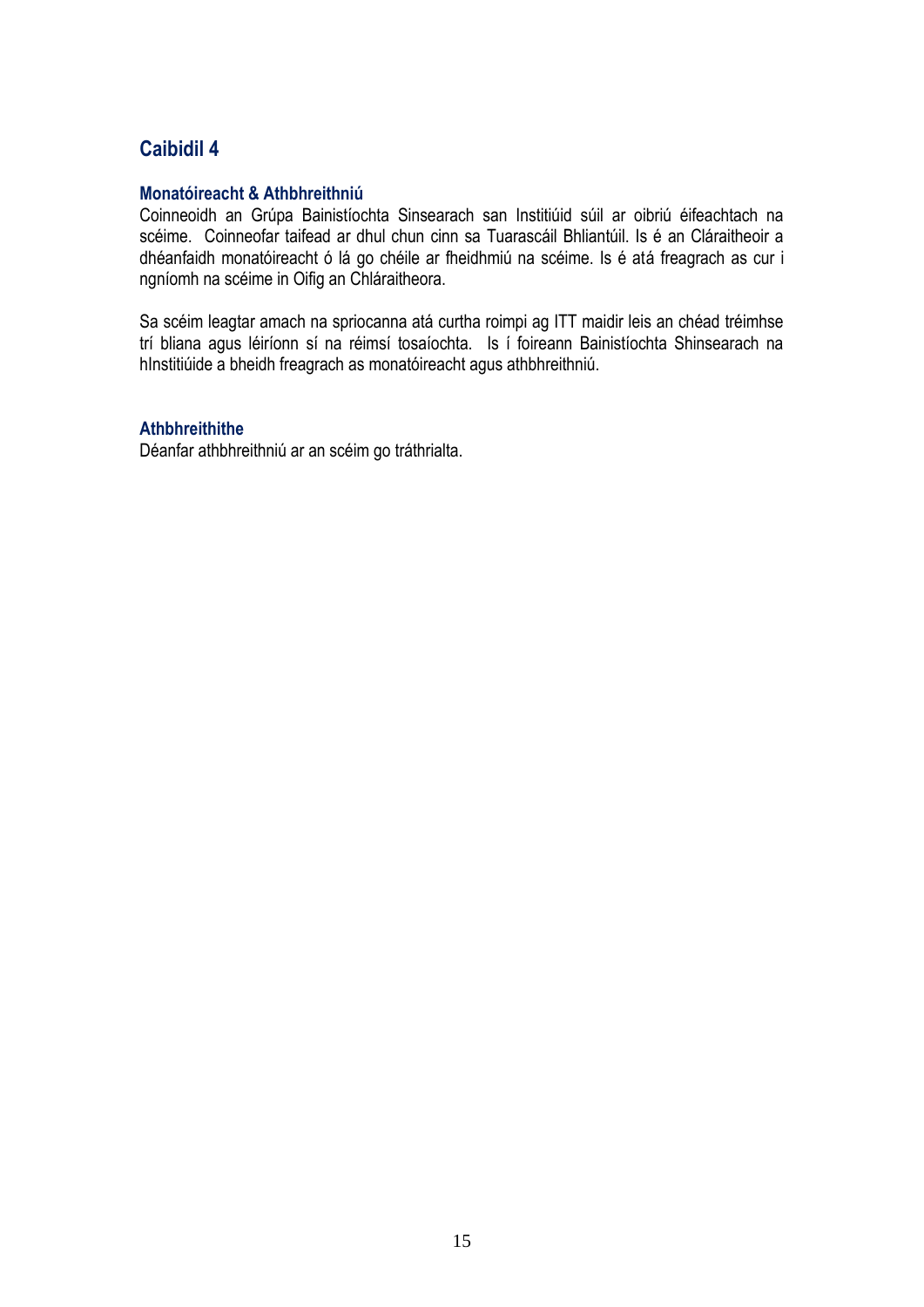# Caibidil 4

### Monatóireacht & Athbhreithniú

Coinneoidh an Grúpa Bainistíochta Sinsearach san Institiúid súil ar oibriú éifeachtach na scéime. Coinneofar taifead ar dhul chun cinn sa Tuarascáil Bhliantúil. Is é an Cláraitheoir a dhéanfaidh monatóireacht ó lá go chéile ar fheidhmiú na scéime. Is é atá freagrach as cur i ngníomh na scéime in Oifig an Chláraitheora.

Sa scéim leagtar amach na spriocanna atá curtha roimpi ag ITT maidir leis an chéad tréimhse trí bliana agus léiríonn sí na réimsí tosaíochta. Is í foireann Bainistíochta Shinsearach na hInstitiúide a bheidh freagrach as monatóireacht agus athbhreithniú.

### Athbhreithithe

Déanfar athbhreithniú ar an scéim go tráthrialta.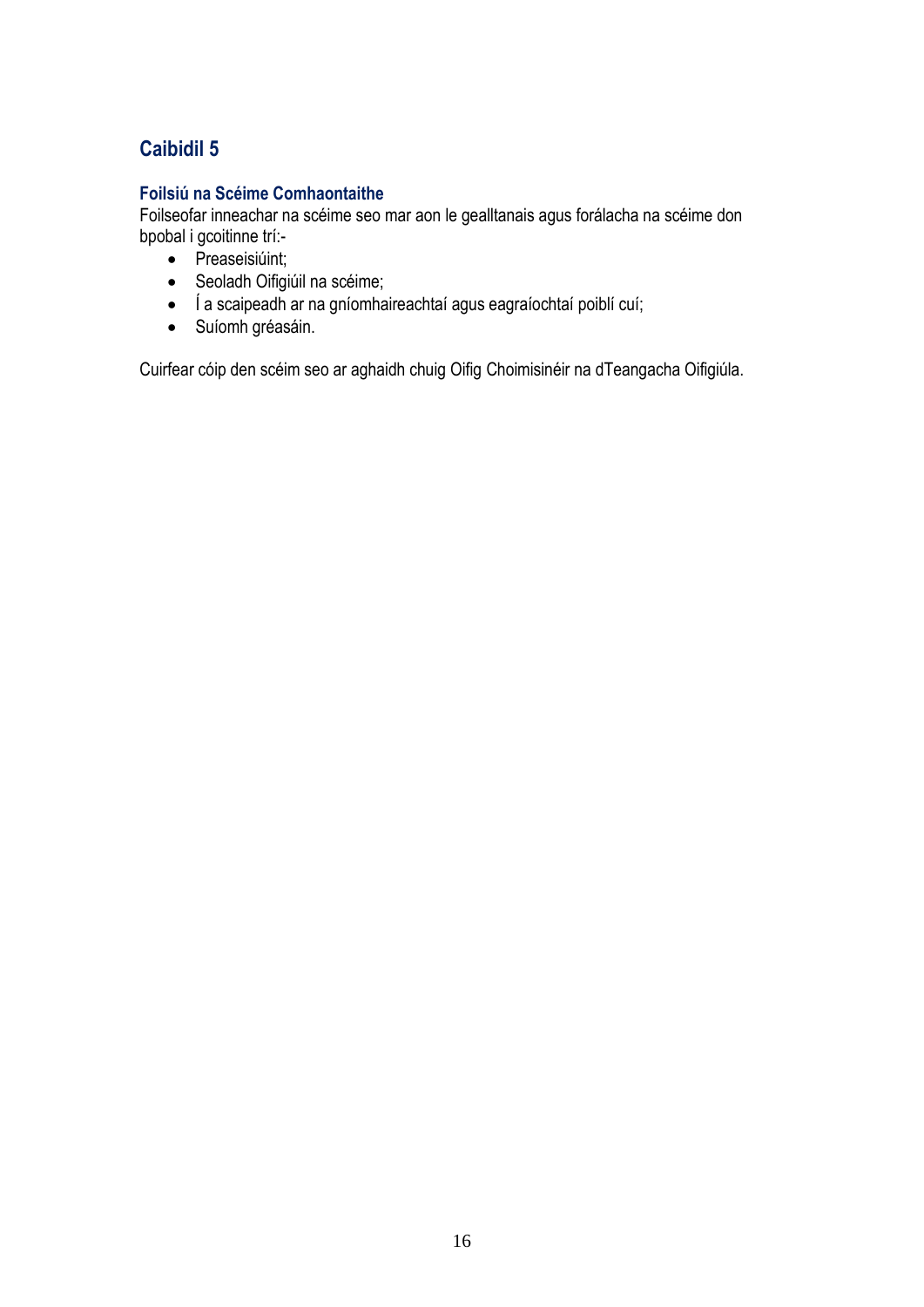# Caibidil 5

### Foilsiú na Scéime Comhaontaithe

Foilseofar inneachar na scéime seo mar aon le gealltanais agus forálacha na scéime don bpobal i gcoitinne trí:-

- Preaseisiúint;
- Seoladh Oifigiúil na scéime;
- Í a scaipeadh ar na gníomhaireachtaí agus eagraíochtaí poiblí cuí;
- Suíomh gréasáin.

Cuirfear cóip den scéim seo ar aghaidh chuig Oifig Choimisinéir na dTeangacha Oifigiúla.